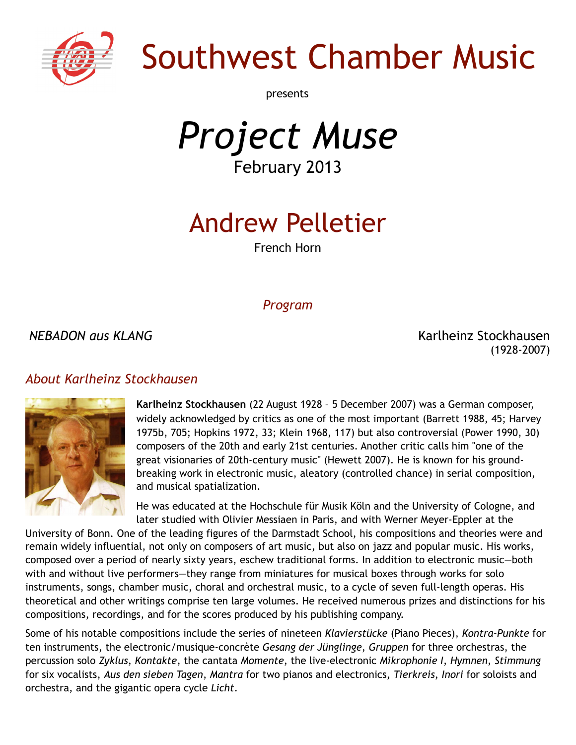# Southwest Chamber Music

presents

# *Project Muse*

February 2013

## Andrew Pelletier

French Horn

### *Program*

*NEBADON aus KLANG* — Karlheinz Stockhausen (1928-2007)

### *About Karlheinz Stockhausen*

**Karlheinz Stockhausen** (22 August 1928 – 5 December 2007) was a German composer, widely acknowledged by critics as one of the most important (Barrett 1988, 45; Harvey 1975b, 705; Hopkins 1972, 33; Klein 1968, 117) but also controversial (Power 1990, 30) composers of the 20th and early 21st centuries. Another critic calls him "one of the great visionaries of 20th-century music" (Hewett 2007). He is known for his ground-breaking work in electronic music, aleatory (controlled chance) in serial composition, and musical spatialization.

He was educated at the Hochschule für Musik Köln and the University of Cologne, and later studied with Olivier Messiaen in Paris, and with Werner Meyer-Eppler at the University of Bonn. One of the leading figures of the Darmstadt School, his compositions and theories were and remain widely influential, not only on composers of art music, but also on jazz and popular music. His works, composed over a period of nearly sixty years, eschew traditional forms. In addition to electronic music—both with and without live performers—they range from miniatures for musical boxes through works for solo instruments, songs, chamber music, choral and orchestral music, to a cycle of seven full-length operas. His theoretical and other writings comprise ten large volumes. He received numerous prizes and distinctions for his compositions, recordings, and for the scores produced by his publishing company.

Some of his notable compositions include the series of nineteen *Klavierstücke* (Piano Pieces), *Kontra-Punkte* for ten instruments, the electronic/musique-concrète *Gesang der Jünglinge*, *Gruppen* for three orchestras, the percussion solo *Zyklus*, *Kontakte*, the cantata *Momente*, the live-electronic *Mikrophonie I*, *Hymnen*, *Stimmung* for six vocalists, *Aus den sieben Tagen*, *Mantra* for two pianos and electronics, *Tierkreis*, *Inori* for soloists and orchestra, and the gigantic opera cycle *Licht*.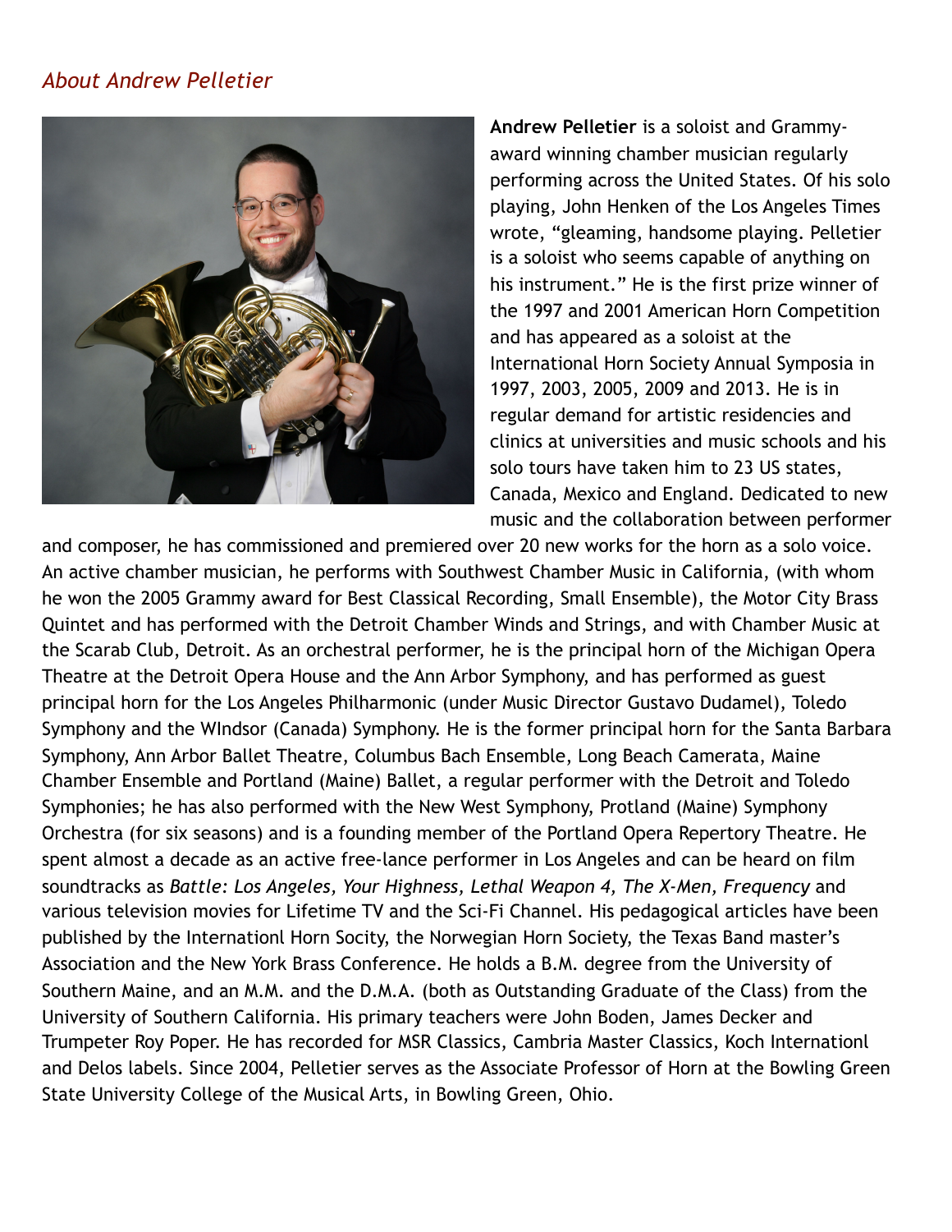*About Andrew Pelletier*

**Andrew Pelletier** is a soloist and Grammy-award winning chamber musician regularly performing across the United States. Of his solo playing, John Henken of the Los Angeles Times wrote, “gleaming, handsome playing. Pelletier is a soloist who seems capable of anything on his instrument.” He is the first prize winner of the 1997 and 2001 American Horn Competition and has appeared as a soloist at the International Horn Society Annual Symposia in 1997, 2003, 2005, 2009 and 2013. He is in regular demand for artistic residencies and clinics at universities and music schools and his solo tours have taken him to 23 US states, Canada, Mexico and England. Dedicated to new music and the collaboration between performer and composer, he has commissioned and premiered over 20 new works for the horn as a solo voice. An active chamber musician, he performs with Southwest Chamber Music in California, (with whom he won the 2005 Grammy award for Best Classical Recording, Small Ensemble), the Motor City Brass Quintet and has performed with the Detroit Chamber Winds and Strings, and with Chamber Music at the Scarab Club, Detroit. As an orchestral performer, he is the principal horn of the Michigan Opera Theatre at the Detroit Opera House and the Ann Arbor Symphony, and has performed as guest principal horn for the Los Angeles Philharmonic (under Music Director Gustavo Dudamel), Toledo Symphony and the WIndsor (Canada) Symphony. He is the former principal horn for the Santa Barbara Symphony, Ann Arbor Ballet Theatre, Columbus Bach Ensemble, Long Beach Camerata, Maine Chamber Ensemble and Portland (Maine) Ballet, a regular performer with the Detroit and Toledo Symphonies; he has also performed with the New West Symphony, Protland (Maine) Symphony Orchestra (for six seasons) and is a founding member of the Portland Opera Repertory Theatre. He spent almost a decade as an active free-lance performer in Los Angeles and can be heard on film soundtracks as *Battle: Los Angeles, Your Highness, Lethal Weapon 4, The X-Men, Frequency* and various television movies for Lifetime TV and the Sci-Fi Channel. His pedagogical articles have been published by the Internationl Horn Socity, the Norwegian Horn Society, the Texas Band master’s Association and the New York Brass Conference. He holds a B.M. degree from the University of Southern Maine, and an M.M. and the D.M.A. (both as Outstanding Graduate of the Class) from the University of Southern California. His primary teachers were John Boden, James Decker and Trumpeter Roy Poper. He has recorded for MSR Classics, Cambria Master Classics, Koch Internationl and Delos labels. Since 2004, Pelletier serves as the Associate Professor of Horn at the Bowling Green State University College of the Musical Arts, in Bowling Green, Ohio.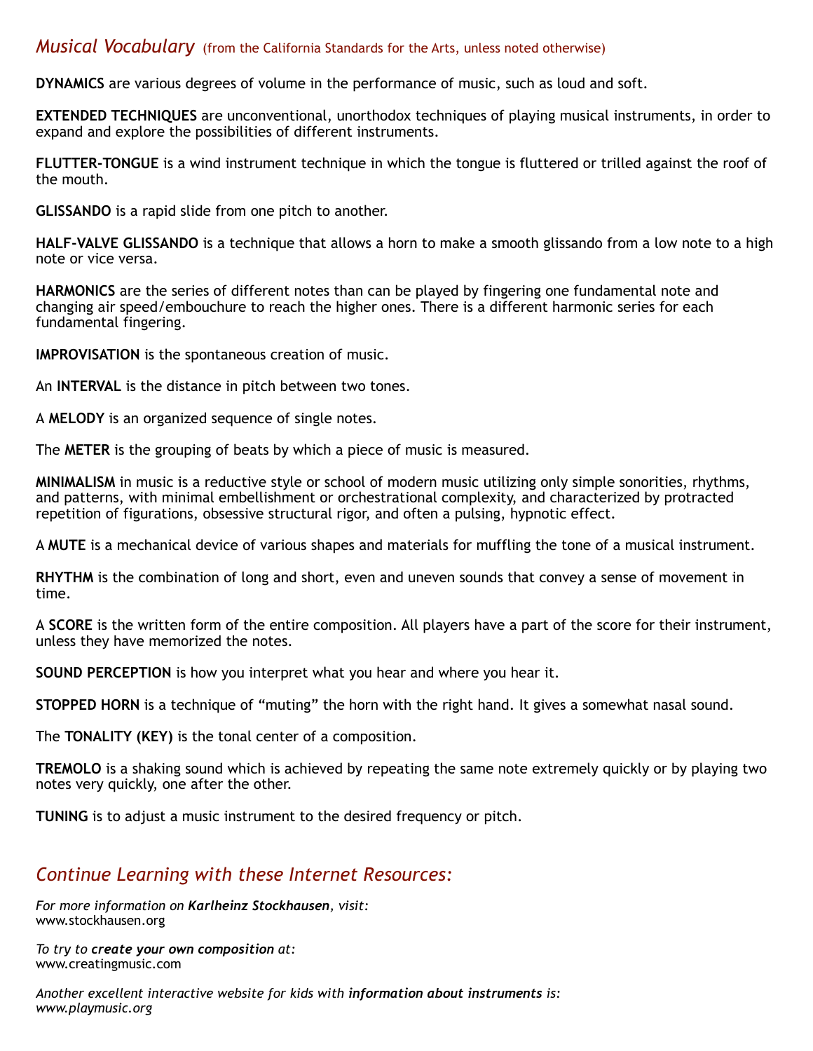## *Musical Vocabulary* (from the California Standards for the Arts, unless noted otherwise)

**DYNAMICS** are various degrees of volume in the performance of music, such as loud and soft.

**EXTENDED TECHNIQUES** are unconventional, unorthodox techniques of playing musical instruments, in order to expand and explore the possibilities of different instruments.

**FLUTTER-TONGUE** is a wind instrument technique in which the tongue is fluttered or trilled against the roof of the mouth.

**GLISSANDO** is a rapid slide from one pitch to another.

**HALF-VALVE GLISSANDO** is a technique that allows a horn to make a smooth glissando from a low note to a high note or vice versa.

**HARMONICS** are the series of different notes than can be played by fingering one fundamental note and changing air speed/embouchure to reach the higher ones. There is a different harmonic series for each fundamental fingering.

**IMPROVISATION** is the spontaneous creation of music.

An **INTERVAL** is the distance in pitch between two tones.

A **MELODY** is an organized sequence of single notes.

The **METER** is the grouping of beats by which a piece of music is measured.

**MINIMALISM** in music is a reductive style or school of modern music utilizing only simple sonorities, rhythms, and patterns, with minimal embellishment or orchestrational complexity, and characterized by protracted repetition of figurations, obsessive structural rigor, and often a pulsing, hypnotic effect.

A **MUTE** is a mechanical device of various shapes and materials for muffling the tone of a musical instrument.

**RHYTHM** is the combination of long and short, even and uneven sounds that convey a sense of movement in time.

A **SCORE** is the written form of the entire composition. All players have a part of the score for their instrument, unless they have memorized the notes.

**SOUND PERCEPTION** is how you interpret what you hear and where you hear it.

**STOPPED HORN** is a technique of "muting" the horn with the right hand. It gives a somewhat nasal sound.

The **TONALITY (KEY)** is the tonal center of a composition.

**TREMOLO** is a shaking sound which is achieved by repeating the same note extremely quickly or by playing two notes very quickly, one after the other.

**TUNING** is to adjust a music instrument to the desired frequency or pitch.

## *Continue Learning with these Internet Resources:*

*For more information on* ***Karlheinz Stockhausen****, visit:*
www.stockhausen.org

*To try to* ***create your own composition*** *at:*
www.creatingmusic.com

*Another excellent interactive website for kids with* ***information about instruments*** *is:*
*www.playmusic.org*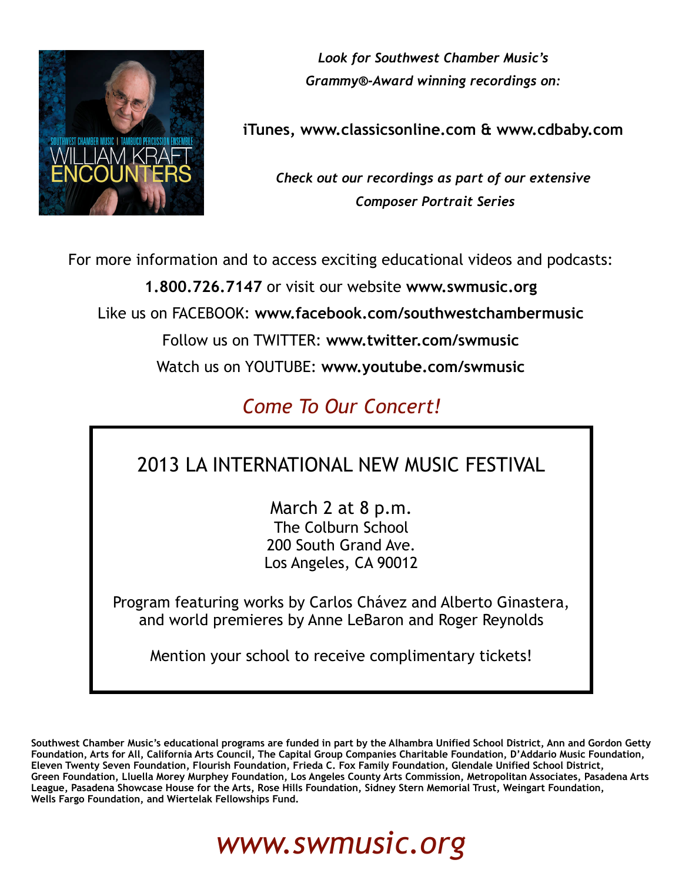*Look for Southwest Chamber Music's Grammy®-Award winning recordings on:*

**iTunes, www.classicsonline.com & www.cdbaby.com**

*Check out our recordings as part of our extensive Composer Portrait Series*

For more information and to access exciting educational videos and podcasts:

**1.800.726.7147** or visit our website **www.swmusic.org**

Like us on FACEBOOK: **www.facebook.com/southwestchambermusic**

Follow us on TWITTER: **www.twitter.com/swmusic**

Watch us on YOUTUBE: **www.youtube.com/swmusic**

*Come To Our Concert!*

## 2013 LA INTERNATIONAL NEW MUSIC FESTIVAL

March 2 at 8 p.m.
The Colburn School
200 South Grand Ave.
Los Angeles, CA 90012

Program featuring works by Carlos Chávez and Alberto Ginastera, and world premieres by Anne LeBaron and Roger Reynolds

Mention your school to receive complimentary tickets!

**Southwest Chamber Music's educational programs are funded in part by the Alhambra Unified School District, Ann and Gordon Getty Foundation, Arts for All, California Arts Council, The Capital Group Companies Charitable Foundation, D'Addario Music Foundation, Eleven Twenty Seven Foundation, Flourish Foundation, Frieda C. Fox Family Foundation, Glendale Unified School District, Green Foundation, Lluella Morey Murphey Foundation, Los Angeles County Arts Commission, Metropolitan Associates, Pasadena Arts League, Pasadena Showcase House for the Arts, Rose Hills Foundation, Sidney Stern Memorial Trust, Weingart Foundation, Wells Fargo Foundation, and Wiertelak Fellowships Fund.**

*www.swmusic.org*